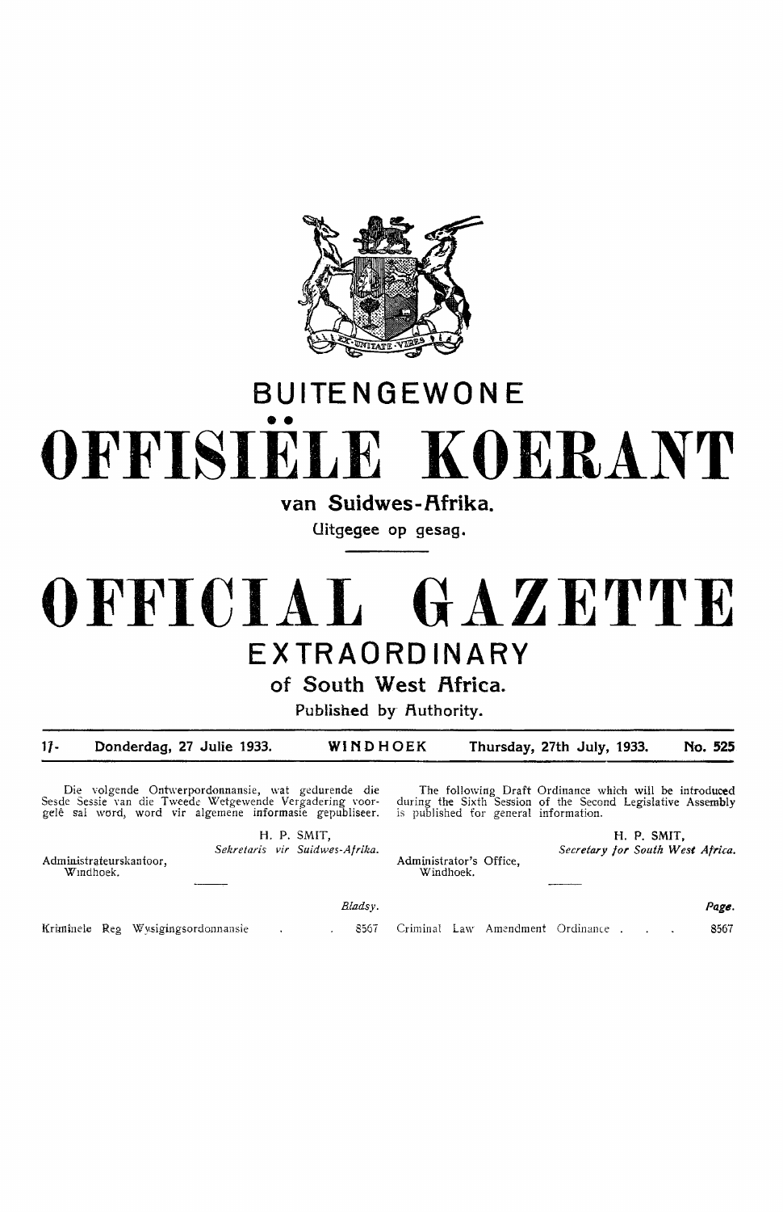# BUITENGEWONE

# OFFISIËLE KOERANT

## van Suidwes-Afrika.

Uitgegee op gesag.

# OFFICIAL GAZETTE

# EXTRAORDINARY

## of South West Africa.

Published by Authority.

1/- Donderdag, 27 Julie 1933. WINDHOEK Thursday, 27th July, 1933. No. 525

Die volgende Ontwerpordonnansie, wat gedurende die Sesde Sessie van die Tweede Wetgewende Vergadering voorgelê sal word, word vir algemene informasie gepubliseer.

H. P. SMIT,
*Sekretaris vir Suidwes-Afrika.*

Administrateurskantoor,
Windhoek.

| | *Bladsy.* |
|---|---|
| Kriminele Reg Wysigingsordonnansie | 8567 |

The following Draft Ordinance which will be introduced during the Sixth Session of the Second Legislative Assembly is published for general information.

H. P. SMIT,
*Secretary for South West Africa.*

Administrator's Office,
Windhoek.

| | *Page.* |
|---|---|
| Criminal Law Amendment Ordinance | 8567 |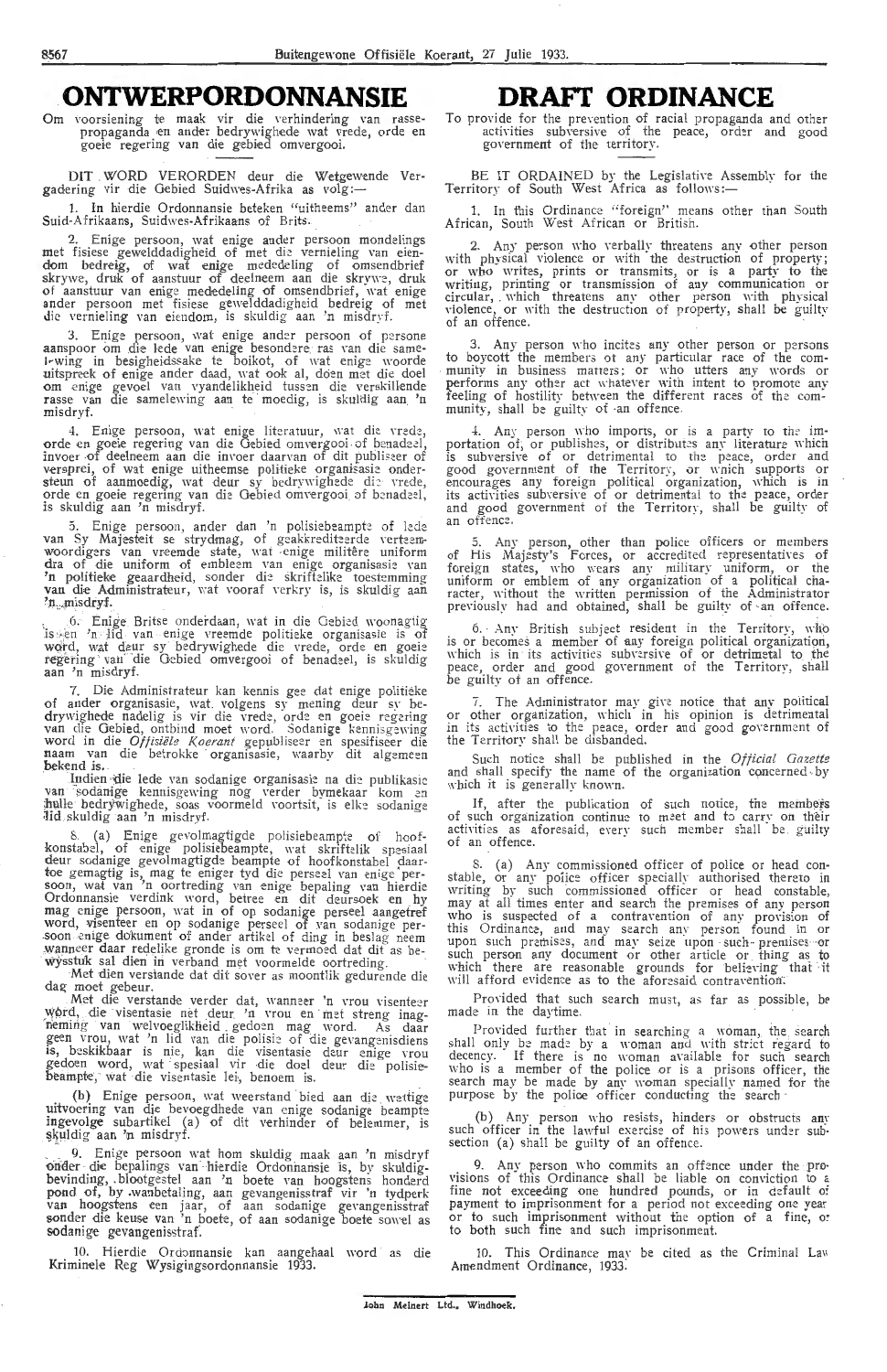# ONTWERPORDONNANSIE

Om voorsiening te maak vir die verhindering van rasse-propaganda en ander bedrywighede wat vrede, orde en goeie regering van die gebied omvergooi.

DIT WORD VERORDEN deur die Wetgewende Vergadering vir die Gebied Suidwes-Afrika as volg:—

1. In hierdie Ordonnansie beteken "uitheems" ander dan Suid-Afrikaans, Suidwes-Afrikaans of Brits.

2. Enige persoon, wat enige ander persoon mondelings met fisiese gewelddadigheid of met die vernieling van eiendom bedreig, of wat enige mededeling of omsendbrief skrywe, druk of aanstuur of deelneem aan die skrywe, druk of aanstuur van enige mededeling of omsendbrief, wat enige ander persoon met fisiese gewelddadigheid bedreig of met die vernieling van eiendom, is skuldig aan 'n misdryf.

3. Enige persoon, wat enige ander persoon of persone aanspoor om die lede van enige besondere ras van die samelewing in besigheidsake te boikot, of wat enige woorde uitspreek of enige ander daad, wat ook al, doen met die doel om enige gevoel van vyandelikheid tussen die verskillende rasse van die samelewing aan te moedig, is skuldig aan 'n misdryf.

4. Enige persoon, wat enige literatuur, wat die vrede, orde en goeie regering van die Gebied omvergooi of benadeel, invoer of deelneem aan die invoer daarvan of dit publiseer of versprei, of wat enige uitheemse politieke organisasie ondersteun of aanmoedig, wat deur sy bedrywighede die vrede, orde en goeie regering van die Gebied omvergooi of benadeel, is skuldig aan 'n misdryf.

5. Enige persoon, ander dan 'n polisiebeampte of lede van Sy Majesteit se strydmag, of geakkrediteerde verteenwoordigers van vreemde state, wat enige militêre uniform dra of die uniform of embleem van enige organisasie van 'n politieke geaardheid, sonder die skriftelike toestemming van die Administrateur, wat vooraf verkry is, is skuldig aan 'n misdryf.

6. Enige Britse onderdaan, wat in die Gebied woonagtig is en 'n lid van enige vreemde politieke organisasie is of word, wat deur sy bedrywighede die vrede, orde en goeie regering van die Gebied omvergooi of benadeel, is skuldig aan 'n misdryf.

7. Die Administrateur kan kennis gee dat enige politieke of ander organisasie, wat volgens sy mening deur sy bedrywighede nadelig is vir die vrede, orde en goeie regering van die Gebied, ontbind moet word. Sodanige kennisgewing word in die *Offisiële Koerant* gepubliseer en spesifiseer die naam van die betrokke organisasie, waarby dit algemeen bekend is.

Indien die lede van sodanige organisasie na die publikasie van sodanige kennisgewing nog verder bymekaar kom en hulle bedrywighede, soos voormeld voortsit, is elke sodanige lid skuldig aan 'n misdryf.

8. (a) Enige gevolmagtigde polisiebeampte of hoofkonstabel, of enige polisiebeampte, wat skriftelik spesiaal deur sodanige gevolmagtigde beampte of hoofkonstabel daartoe gemagtig is, mag te eniger tyd die perseel van enige persoon, wat van 'n oortreding van enige bepaling van hierdie Ordonnansie verdink word, betree en dit deursoek en hy mag enige persoon, wat in of op sodanige perseel aangetref word, visenteer en op sodanige perseel of van sodanige persoon enige dokument of ander artikel of ding in beslag neem wanneer daar redelike gronde is om te vermoed dat dit as bewysstuk sal dien in verband met voormelde oortreding.

Met dien verstande dat dit sover as moontlik gedurende die dag moet gebeur.

Met die verstande verder dat, wanneer 'n vrou visenteer word, die visentasie net deur 'n vrou en met streng inagneming van welvoeglikheid gedoen mag word. As daar geen vrou, wat 'n lid van die polisie of die gevangenisdiens is, beskikbaar is nie, kan die visentasie deur enige vrou gedoen word, wat spesiaal vir die doel deur die polisiebeampte, wat die visentasie lei, benoem is.

(b) Enige persoon, wat weerstand bied aan die wettige uitvoering van die bevoegdhede van enige sodanige beampte ingevolge subartikel (a) of dit verhinder of belemmer, is skuldig aan 'n misdryf.

9. Enige persoon wat hom skuldig maak aan 'n misdryf onder die bepalings van hierdie Ordonnansie is, by skuldigbevinding, blootgestel aan 'n boete van hoogstens honderd pond of, by wanbetaling, aan gevangenisstraf vir 'n tydperk van hoogstens een jaar, of aan sodanige gevangenisstraf sonder die keuse van 'n boete, of aan sodanige boete sowel as sodanige gevangenisstraf.

10. Hierdie Ordonnansie kan aangehaal word as die Kriminele Reg Wysigingsordonnansie 1933.

# DRAFT ORDINANCE

To provide for the prevention of racial propaganda and other activities subversive of the peace, order and good government of the territory.

BE IT ORDAINED by the Legislative Assembly for the Territory of South West Africa as follows:—

1. In this Ordinance "foreign" means other than South African, South West African or British.

2. Any person who verbally threatens any other person with physical violence or with the destruction of property; or who writes, prints or transmits, or is a party to the writing, printing or transmission of any communication or circular, which threatens any other person with physical violence, or with the destruction of property, shall be guilty of an offence.

3. Any person who incites any other person or persons to boycott the members of any particular race of the community in business matters; or who utters any words or performs any other act whatever with intent to promote any feeling of hostility between the different races of the community, shall be guilty of an offence.

4. Any person who imports, or is a party to the importation of, or publishes, or distributes any literature which is subversive of or detrimental to the peace, order and good government of the Territory, or which supports or encourages any foreign political organization, which is in its activities subversive of or detrimental to the peace, order and good government of the Territory, shall be guilty of an offence.

5. Any person, other than police officers or members of His Majesty's Forces, or accredited representatives of foreign states, who wears any military uniform, or the uniform or emblem of any organization of a political character, without the written permission of the Administrator previously had and obtained, shall be guilty of an offence.

6. Any British subject resident in the Territory, who is or becomes a member of any foreign political organization, which is in its activities subversive of or detrimental to the peace, order and good government of the Territory, shall be guilty of an offence.

7. The Administrator may give notice that any political or other organization, which in his opinion is detrimental in its activities to the peace, order and good government of the Territory shall be disbanded.

Such notice shall be published in the *Official Gazette* and shall specify the name of the organization concerned by which it is generally known.

If, after the publication of such notice, the members of such organization continue to meet and to carry on their activities as aforesaid, every such member shall be guilty of an offence.

8. (a) Any commissioned officer of police or head constable, or any police officer specially authorised thereto in writing by such commissioned officer or head constable, may at all times enter and search the premises of any person who is suspected of a contravention of any provision of this Ordinance, and may search any person found in or upon such premises, and may seize upon such premises or such person any document or other article or thing as to which there are reasonable grounds for believing that it will afford evidence as to the aforesaid contravention.

Provided that such search must, as far as possible, be made in the daytime.

Provided further that in searching a woman, the search shall only be made by a woman and with strict regard to decency. If there is no woman available for such search who is a member of the police or is a prisons officer, the search may be made by any woman specially named for the purpose by the police officer conducting the search.

(b) Any person who resists, hinders or obstructs any such officer in the lawful exercise of his powers under subsection (a) shall be guilty of an offence.

9. Any person who commits an offence under the provisions of this Ordinance shall be liable on conviction to a fine not exceeding one hundred pounds, or in default of payment to imprisonment for a period not exceeding one year or to such imprisonment without the option of a fine, or to both such fine and such imprisonment.

10. This Ordinance may be cited as the Criminal Law Amendment Ordinance, 1933.

John Meinert Ltd., Windhoek.